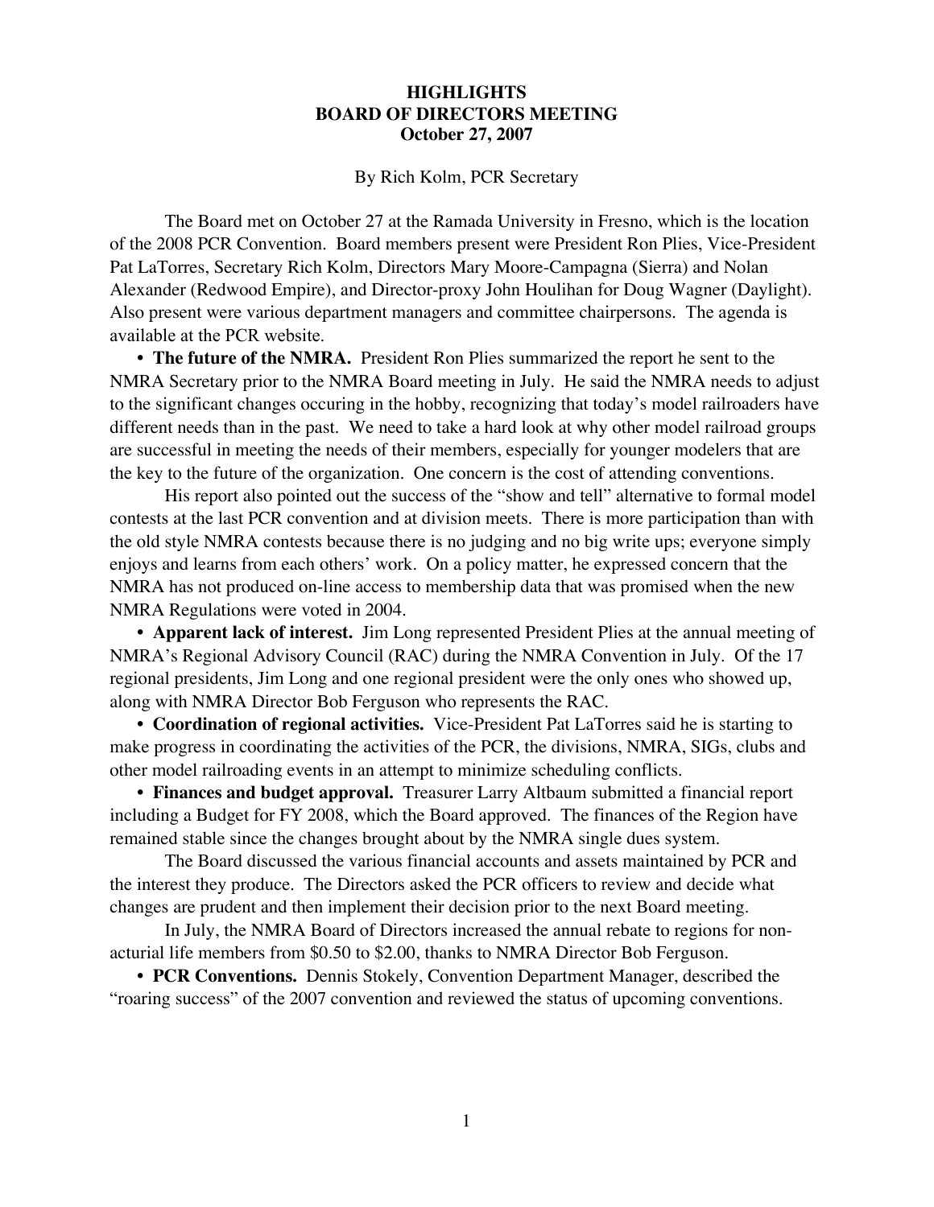# HIGHLIGHTS
# BOARD OF DIRECTORS MEETING
# October 27, 2007

By Rich Kolm, PCR Secretary

The Board met on October 27 at the Ramada University in Fresno, which is the location of the 2008 PCR Convention. Board members present were President Ron Plies, Vice-President Pat LaTorres, Secretary Rich Kolm, Directors Mary Moore-Campagna (Sierra) and Nolan Alexander (Redwood Empire), and Director-proxy John Houlihan for Doug Wagner (Daylight). Also present were various department managers and committee chairpersons. The agenda is available at the PCR website.

- **The future of the NMRA.** President Ron Plies summarized the report he sent to the NMRA Secretary prior to the NMRA Board meeting in July. He said the NMRA needs to adjust to the significant changes occuring in the hobby, recognizing that today's model railroaders have different needs than in the past. We need to take a hard look at why other model railroad groups are successful in meeting the needs of their members, especially for younger modelers that are the key to the future of the organization. One concern is the cost of attending conventions.

  His report also pointed out the success of the "show and tell" alternative to formal model contests at the last PCR convention and at division meets. There is more participation than with the old style NMRA contests because there is no judging and no big write ups; everyone simply enjoys and learns from each others' work. On a policy matter, he expressed concern that the NMRA has not produced on-line access to membership data that was promised when the new NMRA Regulations were voted in 2004.

- **Apparent lack of interest.** Jim Long represented President Plies at the annual meeting of NMRA's Regional Advisory Council (RAC) during the NMRA Convention in July. Of the 17 regional presidents, Jim Long and one regional president were the only ones who showed up, along with NMRA Director Bob Ferguson who represents the RAC.

- **Coordination of regional activities.** Vice-President Pat LaTorres said he is starting to make progress in coordinating the activities of the PCR, the divisions, NMRA, SIGs, clubs and other model railroading events in an attempt to minimize scheduling conflicts.

- **Finances and budget approval.** Treasurer Larry Altbaum submitted a financial report including a Budget for FY 2008, which the Board approved. The finances of the Region have remained stable since the changes brought about by the NMRA single dues system.

  The Board discussed the various financial accounts and assets maintained by PCR and the interest they produce. The Directors asked the PCR officers to review and decide what changes are prudent and then implement their decision prior to the next Board meeting.

  In July, the NMRA Board of Directors increased the annual rebate to regions for non-acturial life members from $0.50 to $2.00, thanks to NMRA Director Bob Ferguson.

- **PCR Conventions.** Dennis Stokely, Convention Department Manager, described the "roaring success" of the 2007 convention and reviewed the status of upcoming conventions.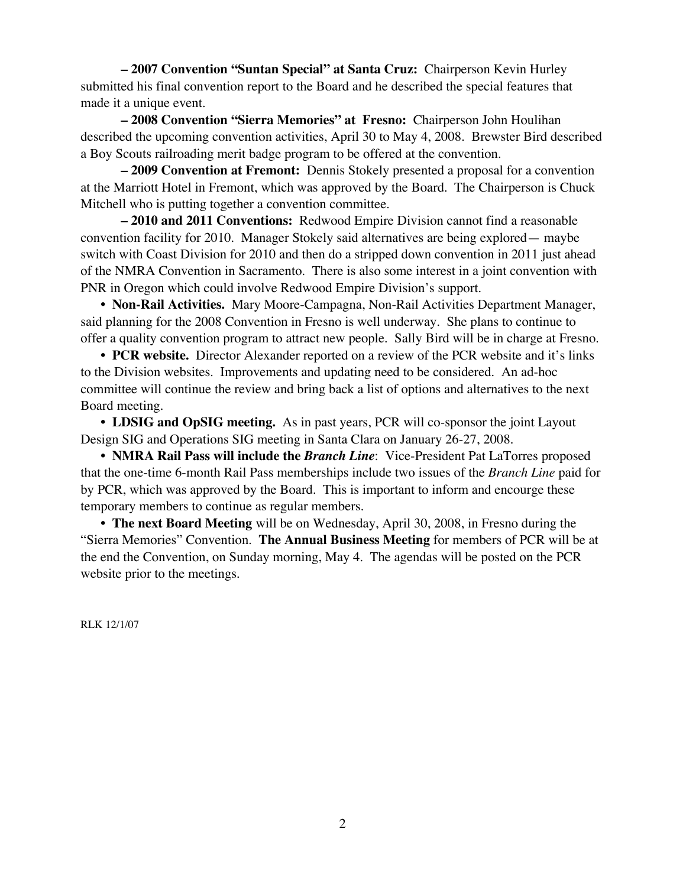**– 2007 Convention "Suntan Special" at Santa Cruz:** Chairperson Kevin Hurley submitted his final convention report to the Board and he described the special features that made it a unique event.

**– 2008 Convention "Sierra Memories" at Fresno:** Chairperson John Houlihan described the upcoming convention activities, April 30 to May 4, 2008. Brewster Bird described a Boy Scouts railroading merit badge program to be offered at the convention.

**– 2009 Convention at Fremont:** Dennis Stokely presented a proposal for a convention at the Marriott Hotel in Fremont, which was approved by the Board. The Chairperson is Chuck Mitchell who is putting together a convention committee.

**– 2010 and 2011 Conventions:** Redwood Empire Division cannot find a reasonable convention facility for 2010. Manager Stokely said alternatives are being explored— maybe switch with Coast Division for 2010 and then do a stripped down convention in 2011 just ahead of the NMRA Convention in Sacramento. There is also some interest in a joint convention with PNR in Oregon which could involve Redwood Empire Division's support.

- **Non-Rail Activities.** Mary Moore-Campagna, Non-Rail Activities Department Manager, said planning for the 2008 Convention in Fresno is well underway. She plans to continue to offer a quality convention program to attract new people. Sally Bird will be in charge at Fresno.

- **PCR website.** Director Alexander reported on a review of the PCR website and it's links to the Division websites. Improvements and updating need to be considered. An ad-hoc committee will continue the review and bring back a list of options and alternatives to the next Board meeting.

- **LDSIG and OpSIG meeting.** As in past years, PCR will co-sponsor the joint Layout Design SIG and Operations SIG meeting in Santa Clara on January 26-27, 2008.

- **NMRA Rail Pass will include the *Branch Line*:** Vice-President Pat LaTorres proposed that the one-time 6-month Rail Pass memberships include two issues of the *Branch Line* paid for by PCR, which was approved by the Board. This is important to inform and encourge these temporary members to continue as regular members.

- **The next Board Meeting** will be on Wednesday, April 30, 2008, in Fresno during the "Sierra Memories" Convention. **The Annual Business Meeting** for members of PCR will be at the end the Convention, on Sunday morning, May 4. The agendas will be posted on the PCR website prior to the meetings.

RLK 12/1/07